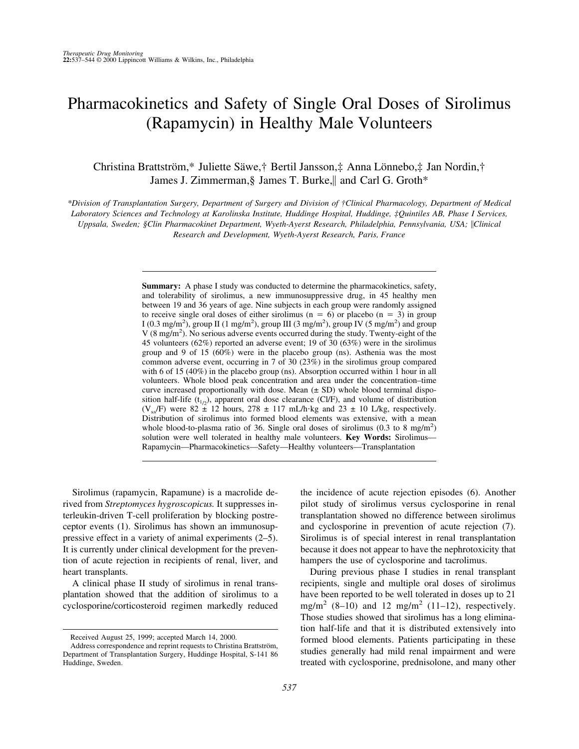# Pharmacokinetics and Safety of Single Oral Doses of Sirolimus (Rapamycin) in Healthy Male Volunteers

Christina Brattström,* Juliette Säwe,† Bertil Jansson,‡ Anna Lönnebo,‡ Jan Nordin,† James J. Zimmerman,§ James T. Burke,‖ and Carl G. Groth*

*Division of Transplantation Surgery, Department of Surgery and Division of †Clinical Pharmacology, Department of Medical Laboratory Sciences and Technology at Karolinska Institute, Huddinge Hospital, Huddinge, ‡Quintiles AB, Phase I Services, Uppsala, Sweden; §Clin Pharmacokinet Department, Wyeth-Ayerst Research, Philadelphia, Pennsylvania, USA; ‖Clinical Research and Development, Wyeth-Ayerst Research, Paris, France

**Summary:** A phase I study was conducted to determine the pharmacokinetics, safety, and tolerability of sirolimus, a new immunosuppressive drug, in 45 healthy men between 19 and 36 years of age. Nine subjects in each group were randomly assigned to receive single oral doses of either sirolimus (n = 6) or placebo (n = 3) in group I (0.3 mg/m$^2$), group II (1 mg/m$^2$), group III (3 mg/m$^2$), group IV (5 mg/m$^2$) and group V (8 mg/m$^2$). No serious adverse events occurred during the study. Twenty-eight of the 45 volunteers (62%) reported an adverse event; 19 of 30 (63%) were in the sirolimus group and 9 of 15 (60%) were in the placebo group (ns). Asthenia was the most common adverse event, occurring in 7 of 30 (23%) in the sirolimus group compared with 6 of 15 (40%) in the placebo group (ns). Absorption occurred within 1 hour in all volunteers. Whole blood peak concentration and area under the concentration–time curve increased proportionally with dose. Mean (± SD) whole blood terminal disposition half-life ($t_{1/2}$), apparent oral dose clearance (Cl/F), and volume of distribution ($V_{ss}$/F) were 82 ± 12 hours, 278 ± 117 mL/h·kg and 23 ± 10 L/kg, respectively. Distribution of sirolimus into formed blood elements was extensive, with a mean whole blood-to-plasma ratio of 36. Single oral doses of sirolimus (0.3 to 8 mg/m$^2$) solution were well tolerated in healthy male volunteers. **Key Words:** Sirolimus—Rapamycin—Pharmacokinetics—Safety—Healthy volunteers—Transplantation

Sirolimus (rapamycin, Rapamune) is a macrolide derived from *Streptomyces hygroscopicus.* It suppresses interleukin-driven T-cell proliferation by blocking postreceptor events (1). Sirolimus has shown an immunosuppressive effect in a variety of animal experiments (2–5). It is currently under clinical development for the prevention of acute rejection in recipients of renal, liver, and heart transplants.

A clinical phase II study of sirolimus in renal transplantation showed that the addition of sirolimus to a cyclosporine/corticosteroid regimen markedly reduced the incidence of acute rejection episodes (6). Another pilot study of sirolimus versus cyclosporine in renal transplantation showed no difference between sirolimus and cyclosporine in prevention of acute rejection (7). Sirolimus is of special interest in renal transplantation because it does not appear to have the nephrotoxicity that hampers the use of cyclosporine and tacrolimus.

During previous phase I studies in renal transplant recipients, single and multiple oral doses of sirolimus have been reported to be well tolerated in doses up to 21 mg/m$^2$ (8–10) and 12 mg/m$^2$ (11–12), respectively. Those studies showed that sirolimus has a long elimination half-life and that it is distributed extensively into formed blood elements. Patients participating in these studies generally had mild renal impairment and were treated with cyclosporine, prednisolone, and many other

Received August 25, 1999; accepted March 14, 2000.

Address correspondence and reprint requests to Christina Brattström, Department of Transplantation Surgery, Huddinge Hospital, S-141 86 Huddinge, Sweden.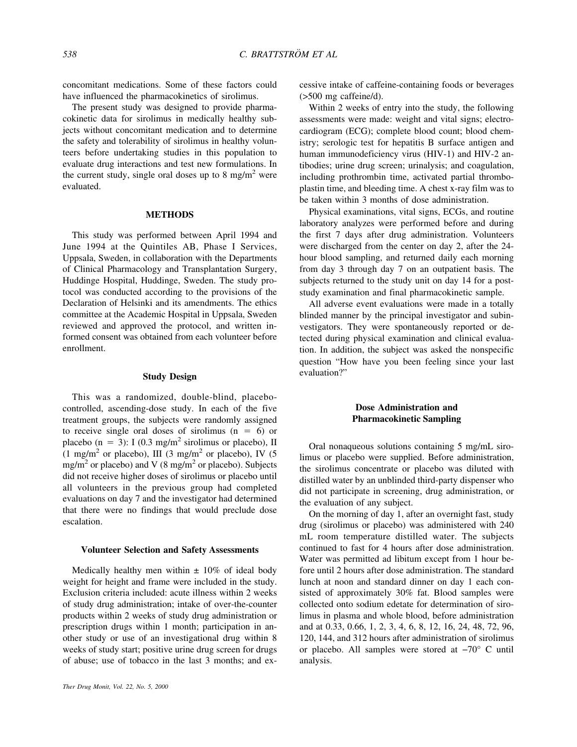concomitant medications. Some of these factors could have influenced the pharmacokinetics of sirolimus.

The present study was designed to provide pharmacokinetic data for sirolimus in medically healthy subjects without concomitant medication and to determine the safety and tolerability of sirolimus in healthy volunteers before undertaking studies in this population to evaluate drug interactions and test new formulations. In the current study, single oral doses up to 8 mg/m$^2$ were evaluated.

## METHODS

This study was performed between April 1994 and June 1994 at the Quintiles AB, Phase I Services, Uppsala, Sweden, in collaboration with the Departments of Clinical Pharmacology and Transplantation Surgery, Huddinge Hospital, Huddinge, Sweden. The study protocol was conducted according to the provisions of the Declaration of Helsinki and its amendments. The ethics committee at the Academic Hospital in Uppsala, Sweden reviewed and approved the protocol, and written informed consent was obtained from each volunteer before enrollment.

### Study Design

This was a randomized, double-blind, placebo-controlled, ascending-dose study. In each of the five treatment groups, the subjects were randomly assigned to receive single oral doses of sirolimus ($n = 6$) or placebo ($n = 3$): I (0.3 mg/m$^2$ sirolimus or placebo), II (1 mg/m$^2$ or placebo), III (3 mg/m$^2$ or placebo), IV (5 mg/m$^2$ or placebo) and V (8 mg/m$^2$ or placebo). Subjects did not receive higher doses of sirolimus or placebo until all volunteers in the previous group had completed evaluations on day 7 and the investigator had determined that there were no findings that would preclude dose escalation.

### Volunteer Selection and Safety Assessments

Medically healthy men within ± 10% of ideal body weight for height and frame were included in the study. Exclusion criteria included: acute illness within 2 weeks of study drug administration; intake of over-the-counter products within 2 weeks of study drug administration or prescription drugs within 1 month; participation in another study or use of an investigational drug within 8 weeks of study start; positive urine drug screen for drugs of abuse; use of tobacco in the last 3 months; and excessive intake of caffeine-containing foods or beverages (>500 mg caffeine/d).

Within 2 weeks of entry into the study, the following assessments were made: weight and vital signs; electrocardiogram (ECG); complete blood count; blood chemistry; serologic test for hepatitis B surface antigen and human immunodeficiency virus (HIV-1) and HIV-2 antibodies; urine drug screen; urinalysis; and coagulation, including prothrombin time, activated partial thromboplastin time, and bleeding time. A chest x-ray film was to be taken within 3 months of dose administration.

Physical examinations, vital signs, ECGs, and routine laboratory analyzes were performed before and during the first 7 days after drug administration. Volunteers were discharged from the center on day 2, after the 24-hour blood sampling, and returned daily each morning from day 3 through day 7 on an outpatient basis. The subjects returned to the study unit on day 14 for a post-study examination and final pharmacokinetic sample.

All adverse event evaluations were made in a totally blinded manner by the principal investigator and subinvestigators. They were spontaneously reported or detected during physical examination and clinical evaluation. In addition, the subject was asked the nonspecific question "How have you been feeling since your last evaluation?"

### Dose Administration and Pharmacokinetic Sampling

Oral nonaqueous solutions containing 5 mg/mL sirolimus or placebo were supplied. Before administration, the sirolimus concentrate or placebo was diluted with distilled water by an unblinded third-party dispenser who did not participate in screening, drug administration, or the evaluation of any subject.

On the morning of day 1, after an overnight fast, study drug (sirolimus or placebo) was administered with 240 mL room temperature distilled water. The subjects continued to fast for 4 hours after dose administration. Water was permitted ad libitum except from 1 hour before until 2 hours after dose administration. The standard lunch at noon and standard dinner on day 1 each consisted of approximately 30% fat. Blood samples were collected onto sodium edetate for determination of sirolimus in plasma and whole blood, before administration and at 0.33, 0.66, 1, 2, 3, 4, 6, 8, 12, 16, 24, 48, 72, 96, 120, 144, and 312 hours after administration of sirolimus or placebo. All samples were stored at −70° C until analysis.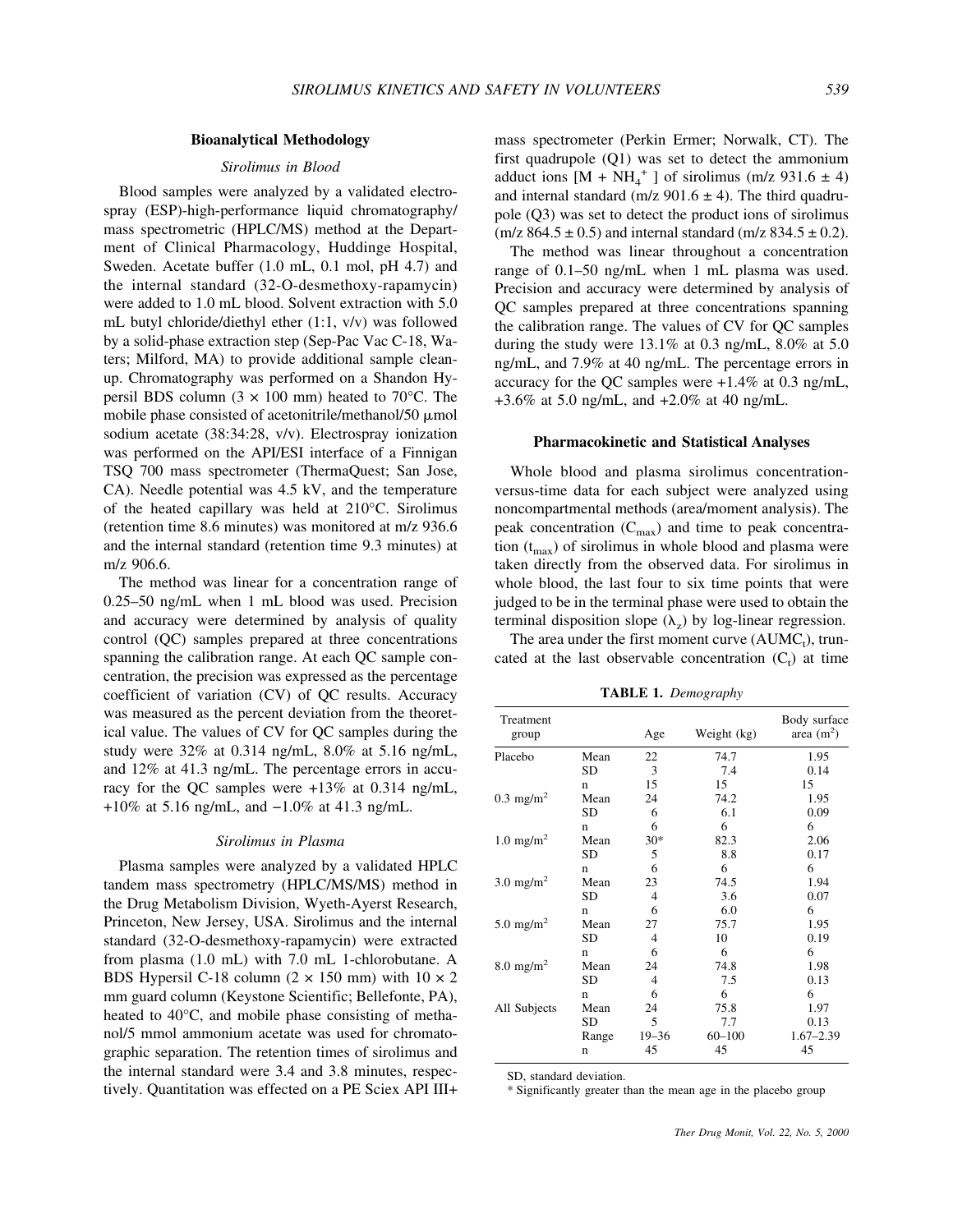### Bioanalytical Methodology

#### *Sirolimus in Blood*

Blood samples were analyzed by a validated electrospray (ESP)-high-performance liquid chromatography/mass spectrometric (HPLC/MS) method at the Department of Clinical Pharmacology, Huddinge Hospital, Sweden. Acetate buffer (1.0 mL, 0.1 mol, pH 4.7) and the internal standard (32-O-desmethoxy-rapamycin) were added to 1.0 mL blood. Solvent extraction with 5.0 mL butyl chloride/diethyl ether (1:1, v/v) was followed by a solid-phase extraction step (Sep-Pac Vac C-18, Waters; Milford, MA) to provide additional sample cleanup. Chromatography was performed on a Shandon Hypersil BDS column (3 × 100 mm) heated to 70°C. The mobile phase consisted of acetonitrile/methanol/50 μmol sodium acetate (38:34:28, v/v). Electrospray ionization was performed on the API/ESI interface of a Finnigan TSQ 700 mass spectrometer (ThermaQuest; San Jose, CA). Needle potential was 4.5 kV, and the temperature of the heated capillary was held at 210°C. Sirolimus (retention time 8.6 minutes) was monitored at m/z 936.6 and the internal standard (retention time 9.3 minutes) at m/z 906.6.

The method was linear for a concentration range of 0.25–50 ng/mL when 1 mL blood was used. Precision and accuracy were determined by analysis of quality control (QC) samples prepared at three concentrations spanning the calibration range. At each QC sample concentration, the precision was expressed as the percentage coefficient of variation (CV) of QC results. Accuracy was measured as the percent deviation from the theoretical value. The values of CV for QC samples during the study were 32% at 0.314 ng/mL, 8.0% at 5.16 ng/mL, and 12% at 41.3 ng/mL. The percentage errors in accuracy for the QC samples were +13% at 0.314 ng/mL, +10% at 5.16 ng/mL, and −1.0% at 41.3 ng/mL.

#### *Sirolimus in Plasma*

Plasma samples were analyzed by a validated HPLC tandem mass spectrometry (HPLC/MS/MS) method in the Drug Metabolism Division, Wyeth-Ayerst Research, Princeton, New Jersey, USA. Sirolimus and the internal standard (32-O-desmethoxy-rapamycin) were extracted from plasma (1.0 mL) with 7.0 mL 1-chlorobutane. A BDS Hypersil C-18 column (2 × 150 mm) with 10 × 2 mm guard column (Keystone Scientific; Bellefonte, PA), heated to 40°C, and mobile phase consisting of methanol/5 mmol ammonium acetate was used for chromatographic separation. The retention times of sirolimus and the internal standard were 3.4 and 3.8 minutes, respectively. Quantitation was effected on a PE Sciex API III+ mass spectrometer (Perkin Ermer; Norwalk, CT). The first quadrupole (Q1) was set to detect the ammonium adduct ions $[M + NH_4^+]$ of sirolimus (m/z 931.6 ± 4) and internal standard (m/z 901.6 ± 4). The third quadrupole (Q3) was set to detect the product ions of sirolimus (m/z 864.5 ± 0.5) and internal standard (m/z 834.5 ± 0.2).

The method was linear throughout a concentration range of 0.1–50 ng/mL when 1 mL plasma was used. Precision and accuracy were determined by analysis of QC samples prepared at three concentrations spanning the calibration range. The values of CV for QC samples during the study were 13.1% at 0.3 ng/mL, 8.0% at 5.0 ng/mL, and 7.9% at 40 ng/mL. The percentage errors in accuracy for the QC samples were +1.4% at 0.3 ng/mL, +3.6% at 5.0 ng/mL, and +2.0% at 40 ng/mL.

### Pharmacokinetic and Statistical Analyses

Whole blood and plasma sirolimus concentration-versus-time data for each subject were analyzed using noncompartmental methods (area/moment analysis). The peak concentration ($C_{max}$) and time to peak concentration ($t_{max}$) of sirolimus in whole blood and plasma were taken directly from the observed data. For sirolimus in whole blood, the last four to six time points that were judged to be in the terminal phase were used to obtain the terminal disposition slope ($\lambda_z$) by log-linear regression.

The area under the first moment curve ($AUMC_t$), truncated at the last observable concentration ($C_t$) at time

**TABLE 1.** *Demography*

| Treatment group | | Age | Weight (kg) | Body surface area ($m^2$) |
|---|---|---|---|---|
| Placebo | Mean | 22 | 74.7 | 1.95 |
| | SD | 3 | 7.4 | 0.14 |
| | n | 15 | 15 | 15 |
| 0.3 mg/$m^2$ | Mean | 24 | 74.2 | 1.95 |
| | SD | 6 | 6.1 | 0.09 |
| | n | 6 | 6 | 6 |
| 1.0 mg/$m^2$ | Mean | 30* | 82.3 | 2.06 |
| | SD | 5 | 8.8 | 0.17 |
| | n | 6 | 6 | 6 |
| 3.0 mg/$m^2$ | Mean | 23 | 74.5 | 1.94 |
| | SD | 4 | 3.6 | 0.07 |
| | n | 6 | 6.0 | 6 |
| 5.0 mg/$m^2$ | Mean | 27 | 75.7 | 1.95 |
| | SD | 4 | 10 | 0.19 |
| | n | 6 | 6 | 6 |
| 8.0 mg/$m^2$ | Mean | 24 | 74.8 | 1.98 |
| | SD | 4 | 7.5 | 0.13 |
| | n | 6 | 6 | 6 |
| All Subjects | Mean | 24 | 75.8 | 1.97 |
| | SD | 5 | 7.7 | 0.13 |
| | Range | 19–36 | 60–100 | 1.67–2.39 |
| | n | 45 | 45 | 45 |

SD, standard deviation.

\* Significantly greater than the mean age in the placebo group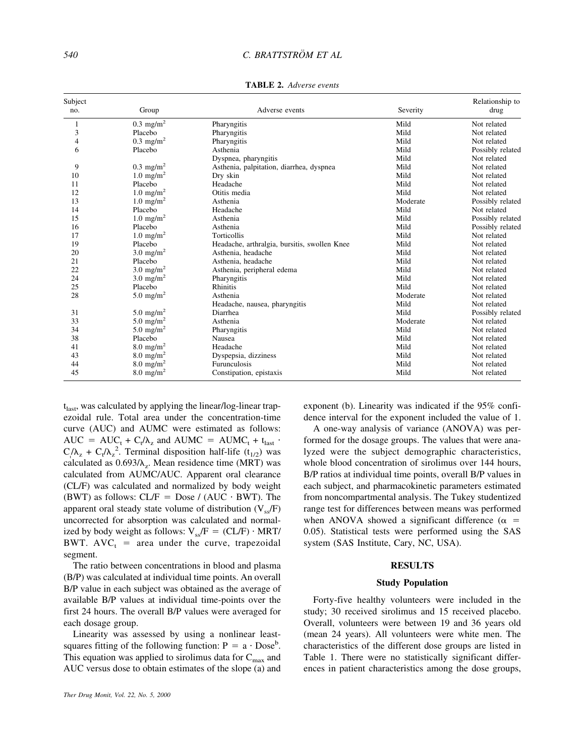**TABLE 2.** *Adverse events*

| Subject no. | Group | Adverse events | Severity | Relationship to drug |
|---|---|---|---|---|
| 1 | 0.3 mg/m$^2$ | Pharyngitis | Mild | Not related |
| 3 | Placebo | Pharyngitis | Mild | Not related |
| 4 | 0.3 mg/m$^2$ | Pharyngitis | Mild | Not related |
| 6 | Placebo | Asthenia | Mild | Possibly related |
| | | Dyspnea, pharyngitis | Mild | Not related |
| 9 | 0.3 mg/m$^2$ | Asthenia, palpitation, diarrhea, dyspnea | Mild | Not related |
| 10 | 1.0 mg/m$^2$ | Dry skin | Mild | Not related |
| 11 | Placebo | Headache | Mild | Not related |
| 12 | 1.0 mg/m$^2$ | Otitis media | Mild | Not related |
| 13 | 1.0 mg/m$^2$ | Asthenia | Moderate | Possibly related |
| 14 | Placebo | Headache | Mild | Not related |
| 15 | 1.0 mg/m$^2$ | Asthenia | Mild | Possibly related |
| 16 | Placebo | Asthenia | Mild | Possibly related |
| 17 | 1.0 mg/m$^2$ | Torticollis | Mild | Not related |
| 19 | Placebo | Headache, arthralgia, bursitis, swollen Knee | Mild | Not related |
| 20 | 3.0 mg/m$^2$ | Asthenia, headache | Mild | Not related |
| 21 | Placebo | Asthenia, headache | Mild | Not related |
| 22 | 3.0 mg/m$^2$ | Asthenia, peripheral edema | Mild | Not related |
| 24 | 3.0 mg/m$^2$ | Pharyngitis | Mild | Not related |
| 25 | Placebo | Rhinitis | Mild | Not related |
| 28 | 5.0 mg/m$^2$ | Asthenia | Moderate | Not related |
| | | Headache, nausea, pharyngitis | Mild | Not related |
| 31 | 5.0 mg/m$^2$ | Diarrhea | Mild | Possibly related |
| 33 | 5.0 mg/m$^2$ | Asthenia | Moderate | Not related |
| 34 | 5.0 mg/m$^2$ | Pharyngitis | Mild | Not related |
| 38 | Placebo | Nausea | Mild | Not related |
| 41 | 8.0 mg/m$^2$ | Headache | Mild | Not related |
| 43 | 8.0 mg/m$^2$ | Dyspepsia, dizziness | Mild | Not related |
| 44 | 8.0 mg/m$^2$ | Furunculosis | Mild | Not related |
| 45 | 8.0 mg/m$^2$ | Constipation, epistaxis | Mild | Not related |

$t_{last}$, was calculated by applying the linear/log-linear trapezoidal rule. Total area under the concentration-time curve (AUC) and AUMC were estimated as follows: $AUC = AUC_t + C_t/\lambda_z$ and $AUMC = AUMC_t + t_{last} \cdot C_t/\lambda_z + C_t/\lambda_z^2$. Terminal disposition half-life ($t_{1/2}$) was calculated as $0.693/\lambda_z$. Mean residence time (MRT) was calculated from AUMC/AUC. Apparent oral clearance (CL/F) was calculated and normalized by body weight (BWT) as follows: $CL/F = Dose / (AUC \cdot BWT)$. The apparent oral steady state volume of distribution ($V_{ss}/F$) uncorrected for absorption was calculated and normalized by body weight as follows: $V_{ss}/F = (CL/F) \cdot MRT/BWT$. $AVC_t$ = area under the curve, trapezoidal segment.

The ratio between concentrations in blood and plasma (B/P) was calculated at individual time points. An overall B/P value in each subject was obtained as the average of available B/P values at individual time-points over the first 24 hours. The overall B/P values were averaged for each dosage group.

Linearity was assessed by using a nonlinear least-squares fitting of the following function: $P = a \cdot Dose^b$. This equation was applied to sirolimus data for $C_{max}$ and AUC versus dose to obtain estimates of the slope (a) and exponent (b). Linearity was indicated if the 95% confidence interval for the exponent included the value of 1.

A one-way analysis of variance (ANOVA) was performed for the dosage groups. The values that were analyzed were the subject demographic characteristics, whole blood concentration of sirolimus over 144 hours, B/P ratios at individual time points, overall B/P values in each subject, and pharmacokinetic parameters estimated from noncompartmental analysis. The Tukey studentized range test for differences between means was performed when ANOVA showed a significant difference ($\alpha = 0.05$). Statistical tests were performed using the SAS system (SAS Institute, Cary, NC, USA).

## RESULTS

### Study Population

Forty-five healthy volunteers were included in the study; 30 received sirolimus and 15 received placebo. Overall, volunteers were between 19 and 36 years old (mean 24 years). All volunteers were white men. The characteristics of the different dose groups are listed in Table 1. There were no statistically significant differences in patient characteristics among the dose groups,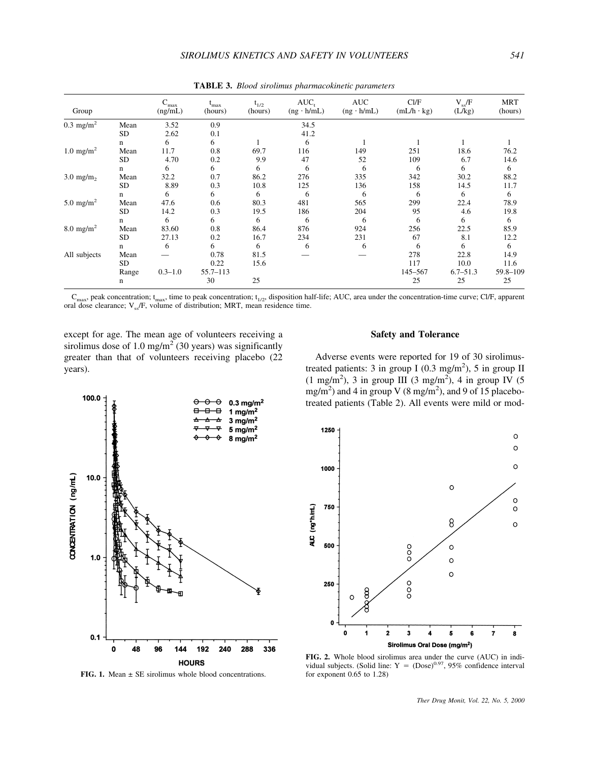**TABLE 3.** *Blood sirolimus pharmacokinetic parameters*

| Group | | $C_{max}$ (ng/mL) | $t_{max}$ (hours) | $t_{1/2}$ (hours) | $AUC_t$ (ng · h/mL) | AUC (ng · h/mL) | Cl/F (mL/h · kg) | $V_{ss}$/F (L/kg) | MRT (hours) |
|---|---|---|---|---|---|---|---|---|---|
| 0.3 mg/m$^2$ | Mean | 3.52 | 0.9 | | 34.5 | | | | |
| | SD | 2.62 | 0.1 | | 41.2 | | | | |
| | n | 6 | 6 | 1 | 6 | 1 | 1 | 1 | 1 |
| 1.0 mg/m$^2$ | Mean | 11.7 | 0.8 | 69.7 | 116 | 149 | 251 | 18.6 | 76.2 |
| | SD | 4.70 | 0.2 | 9.9 | 47 | 52 | 109 | 6.7 | 14.6 |
| | n | 6 | 6 | 6 | 6 | 6 | 6 | 6 | 6 |
| 3.0 mg/m$_2$ | Mean | 32.2 | 0.7 | 86.2 | 276 | 335 | 342 | 30.2 | 88.2 |
| | SD | 8.89 | 0.3 | 10.8 | 125 | 136 | 158 | 14.5 | 11.7 |
| | n | 6 | 6 | 6 | 6 | 6 | 6 | 6 | 6 |
| 5.0 mg/m$^2$ | Mean | 47.6 | 0.6 | 80.3 | 481 | 565 | 299 | 22.4 | 78.9 |
| | SD | 14.2 | 0.3 | 19.5 | 186 | 204 | 95 | 4.6 | 19.8 |
| | n | 6 | 6 | 6 | 6 | 6 | 6 | 6 | 6 |
| 8.0 mg/m$^2$ | Mean | 83.60 | 0.8 | 86.4 | 876 | 924 | 256 | 22.5 | 85.9 |
| | SD | 27.13 | 0.2 | 16.7 | 234 | 231 | 67 | 8.1 | 12.2 |
| | n | 6 | 6 | 6 | 6 | 6 | 6 | 6 | 6 |
| All subjects | Mean | — | 0.78 | 81.5 | — | — | 278 | 22.8 | 14.9 |
| | SD | | 0.22 | 15.6 | | | 117 | 10.0 | 11.6 |
| | Range | 0.3–1.0 | 55.7–113 | | | | 145–567 | 6.7–51.3 | 59.8–109 |
| | n | | 30 | 25 | | | 25 | 25 | 25 |

$C_{max}$, peak concentration; $t_{max}$, time to peak concentration; $t_{1/2}$, disposition half-life; AUC, area under the concentration-time curve; Cl/F, apparent oral dose clearance; $V_{ss}$/F, volume of distribution; MRT, mean residence time.

except for age. The mean age of volunteers receiving a sirolimus dose of 1.0 mg/m$^2$ (30 years) was significantly greater than that of volunteers receiving placebo (22 years).

0.3 mg/m²
1 mg/m²
3 mg/m²
5 mg/m²
8 mg/m²
CONCENTRATION (ng/mL)
100.0
10.0
1.0
0.1
HOURS
0 48 96 144 192 240 288 336

**FIG. 1.** Mean ± SE sirolimus whole blood concentrations.

### Safety and Tolerance

Adverse events were reported for 19 of 30 sirolimus-treated patients: 3 in group I (0.3 mg/m$^2$), 5 in group II (1 mg/m$^2$), 3 in group III (3 mg/m$^2$), 4 in group IV (5 mg/m$^2$) and 4 in group V (8 mg/m$^2$), and 9 of 15 placebo-treated patients (Table 2). All events were mild or mod-

AUC (ng*h/mL)
1250
1000
750
500
250
0
Sirolimus Oral Dose (mg/m²)
0 1 2 3 4 5 6 7 8

**FIG. 2.** Whole blood sirolimus area under the curve (AUC) in individual subjects. (Solid line: $Y = (\text{Dose})^{0.97}$, 95% confidence interval for exponent 0.65 to 1.28)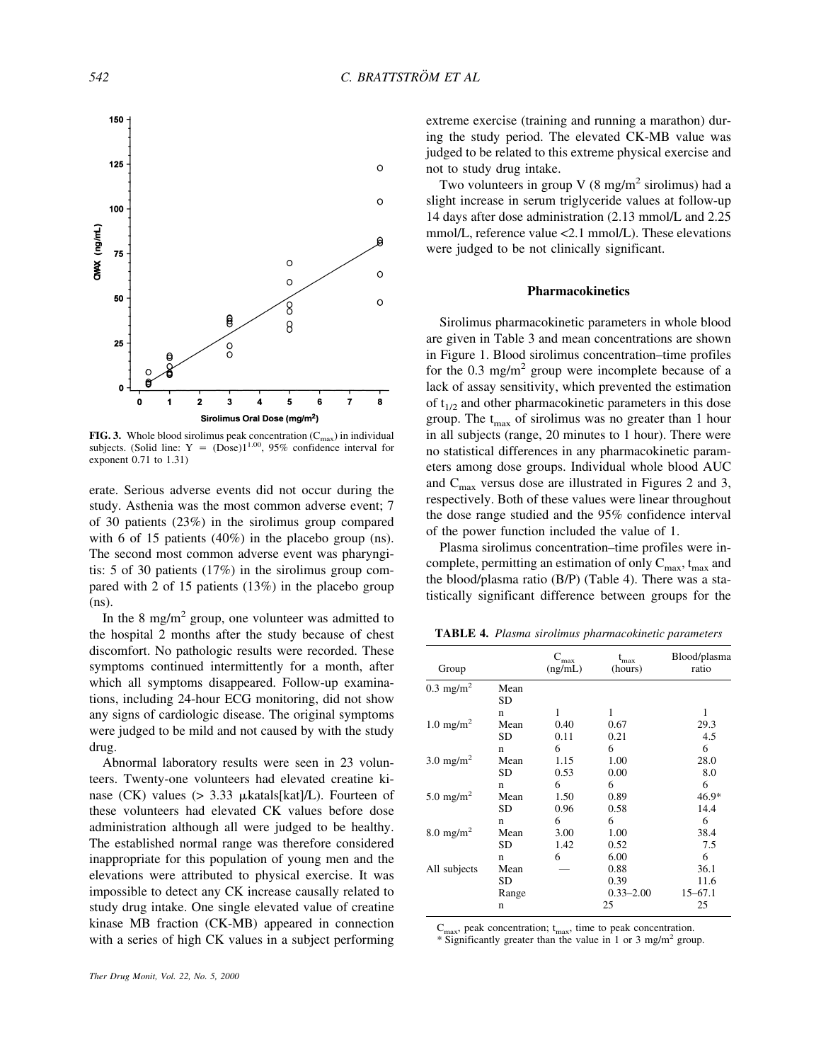150
125
100
75
50
25
0
CMAX (ng/mL)
0 1 2 3 4 5 6 7 8
Sirolimus Oral Dose (mg/m²)

**FIG. 3.** Whole blood sirolimus peak concentration ($C_{max}$) in individual subjects. (Solid line: Y = (Dose)1[1.00], 95% confidence interval for exponent 0.71 to 1.31)

erate. Serious adverse events did not occur during the study. Asthenia was the most common adverse event; 7 of 30 patients (23%) in the sirolimus group compared with 6 of 15 patients (40%) in the placebo group (ns). The second most common adverse event was pharyngitis: 5 of 30 patients (17%) in the sirolimus group compared with 2 of 15 patients (13%) in the placebo group (ns).

In the 8 mg/m$^2$ group, one volunteer was admitted to the hospital 2 months after the study because of chest discomfort. No pathologic results were recorded. These symptoms continued intermittently for a month, after which all symptoms disappeared. Follow-up examinations, including 24-hour ECG monitoring, did not show any signs of cardiologic disease. The original symptoms were judged to be mild and not caused by with the study drug.

Abnormal laboratory results were seen in 23 volunteers. Twenty-one volunteers had elevated creatine kinase (CK) values (> 3.33 μkatals[kat]/L). Fourteen of these volunteers had elevated CK values before dose administration although all were judged to be healthy. The established normal range was therefore considered inappropriate for this population of young men and the elevations were attributed to physical exercise. It was impossible to detect any CK increase causally related to study drug intake. One single elevated value of creatine kinase MB fraction (CK-MB) appeared in connection with a series of high CK values in a subject performing extreme exercise (training and running a marathon) during the study period. The elevated CK-MB value was judged to be related to this extreme physical exercise and not to study drug intake.

Two volunteers in group V (8 mg/m$^2$ sirolimus) had a slight increase in serum triglyceride values at follow-up 14 days after dose administration (2.13 mmol/L and 2.25 mmol/L, reference value <2.1 mmol/L). These elevations were judged to be not clinically significant.

### Pharmacokinetics

Sirolimus pharmacokinetic parameters in whole blood are given in Table 3 and mean concentrations are shown in Figure 1. Blood sirolimus concentration–time profiles for the 0.3 mg/m$^2$ group were incomplete because of a lack of assay sensitivity, which prevented the estimation of $t_{1/2}$ and other pharmacokinetic parameters in this dose group. The $t_{max}$ of sirolimus was no greater than 1 hour in all subjects (range, 20 minutes to 1 hour). There were no statistical differences in any pharmacokinetic parameters among dose groups. Individual whole blood AUC and $C_{max}$ versus dose are illustrated in Figures 2 and 3, respectively. Both of these values were linear throughout the dose range studied and the 95% confidence interval of the power function included the value of 1.

Plasma sirolimus concentration–time profiles were incomplete, permitting an estimation of only $C_{max}$, $t_{max}$ and the blood/plasma ratio (B/P) (Table 4). There was a statistically significant difference between groups for the

**TABLE 4.** *Plasma sirolimus pharmacokinetic parameters*

| Group | | $C_{max}$ (ng/mL) | $t_{max}$ (hours) | Blood/plasma ratio |
|---|---|---|---|---|
| 0.3 mg/m$^2$ | Mean | | | |
| | SD | | | |
| | n | 1 | 1 | 1 |
| 1.0 mg/m$^2$ | Mean | 0.40 | 0.67 | 29.3 |
| | SD | 0.11 | 0.21 | 4.5 |
| | n | 6 | 6 | 6 |
| 3.0 mg/m$^2$ | Mean | 1.15 | 1.00 | 28.0 |
| | SD | 0.53 | 0.00 | 8.0 |
| | n | 6 | 6 | 6 |
| 5.0 mg/m$^2$ | Mean | 1.50 | 0.89 | 46.9* |
| | SD | 0.96 | 0.58 | 14.4 |
| | n | 6 | 6 | 6 |
| 8.0 mg/m$^2$ | Mean | 3.00 | 1.00 | 38.4 |
| | SD | 1.42 | 0.52 | 7.5 |
| | n | 6 | 6.00 | 6 |
| All subjects | Mean | — | 0.88 | 36.1 |
| | SD | | 0.39 | 11.6 |
| | Range | | 0.33–2.00 | 15–67.1 |
| | n | | 25 | 25 |

$C_{max}$, peak concentration; $t_{max}$, time to peak concentration.
* Significantly greater than the value in 1 or 3 mg/m$^2$ group.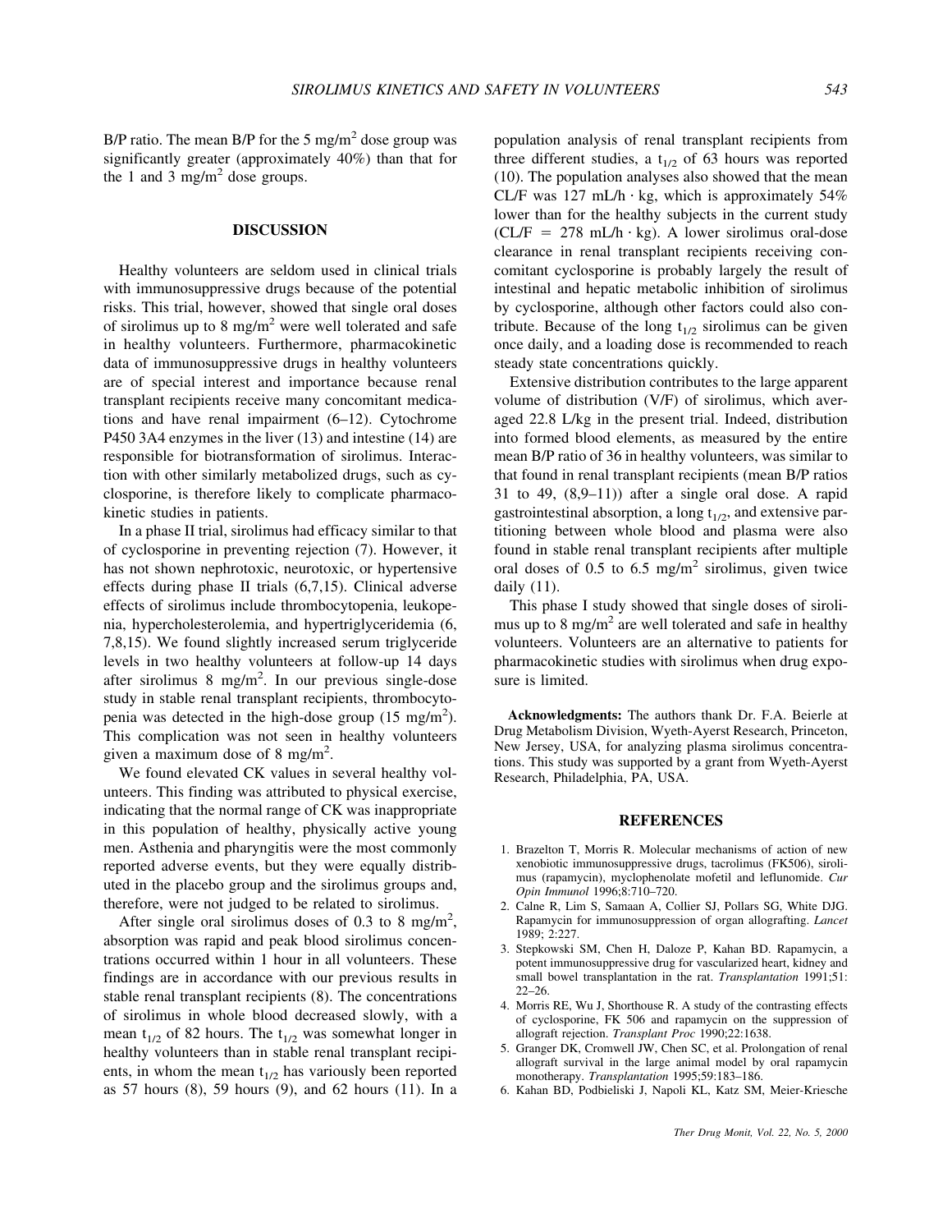B/P ratio. The mean B/P for the 5 mg/m$^2$ dose group was significantly greater (approximately 40%) than that for the 1 and 3 mg/m$^2$ dose groups.

## DISCUSSION

Healthy volunteers are seldom used in clinical trials with immunosuppressive drugs because of the potential risks. This trial, however, showed that single oral doses of sirolimus up to 8 mg/m$^2$ were well tolerated and safe in healthy volunteers. Furthermore, pharmacokinetic data of immunosuppressive drugs in healthy volunteers are of special interest and importance because renal transplant recipients receive many concomitant medications and have renal impairment (6–12). Cytochrome P450 3A4 enzymes in the liver (13) and intestine (14) are responsible for biotransformation of sirolimus. Interaction with other similarly metabolized drugs, such as cyclosporine, is therefore likely to complicate pharmacokinetic studies in patients.

In a phase II trial, sirolimus had efficacy similar to that of cyclosporine in preventing rejection (7). However, it has not shown nephrotoxic, neurotoxic, or hypertensive effects during phase II trials (6,7,15). Clinical adverse effects of sirolimus include thrombocytopenia, leukopenia, hypercholesterolemia, and hypertriglyceridemia (6, 7,8,15). We found slightly increased serum triglyceride levels in two healthy volunteers at follow-up 14 days after sirolimus 8 mg/m$^2$. In our previous single-dose study in stable renal transplant recipients, thrombocytopenia was detected in the high-dose group (15 mg/m$^2$). This complication was not seen in healthy volunteers given a maximum dose of 8 mg/m$^2$.

We found elevated CK values in several healthy volunteers. This finding was attributed to physical exercise, indicating that the normal range of CK was inappropriate in this population of healthy, physically active young men. Asthenia and pharyngitis were the most commonly reported adverse events, but they were equally distributed in the placebo group and the sirolimus groups and, therefore, were not judged to be related to sirolimus.

After single oral sirolimus doses of 0.3 to 8 mg/m$^2$, absorption was rapid and peak blood sirolimus concentrations occurred within 1 hour in all volunteers. These findings are in accordance with our previous results in stable renal transplant recipients (8). The concentrations of sirolimus in whole blood decreased slowly, with a mean $t_{1/2}$ of 82 hours. The $t_{1/2}$ was somewhat longer in healthy volunteers than in stable renal transplant recipients, in whom the mean $t_{1/2}$ has variously been reported as 57 hours (8), 59 hours (9), and 62 hours (11). In a population analysis of renal transplant recipients from three different studies, a $t_{1/2}$ of 63 hours was reported (10). The population analyses also showed that the mean CL/F was 127 mL/h · kg, which is approximately 54% lower than for the healthy subjects in the current study (CL/F = 278 mL/h · kg). A lower sirolimus oral-dose clearance in renal transplant recipients receiving concomitant cyclosporine is probably largely the result of intestinal and hepatic metabolic inhibition of sirolimus by cyclosporine, although other factors could also contribute. Because of the long $t_{1/2}$ sirolimus can be given once daily, and a loading dose is recommended to reach steady state concentrations quickly.

Extensive distribution contributes to the large apparent volume of distribution (V/F) of sirolimus, which averaged 22.8 L/kg in the present trial. Indeed, distribution into formed blood elements, as measured by the entire mean B/P ratio of 36 in healthy volunteers, was similar to that found in renal transplant recipients (mean B/P ratios 31 to 49, (8,9–11)) after a single oral dose. A rapid gastrointestinal absorption, a long $t_{1/2}$, and extensive partitioning between whole blood and plasma were also found in stable renal transplant recipients after multiple oral doses of 0.5 to 6.5 mg/m$^2$ sirolimus, given twice daily (11).

This phase I study showed that single doses of sirolimus up to 8 mg/m$^2$ are well tolerated and safe in healthy volunteers. Volunteers are an alternative to patients for pharmacokinetic studies with sirolimus when drug exposure is limited.

**Acknowledgments:** The authors thank Dr. F.A. Beierle at Drug Metabolism Division, Wyeth-Ayerst Research, Princeton, New Jersey, USA, for analyzing plasma sirolimus concentrations. This study was supported by a grant from Wyeth-Ayerst Research, Philadelphia, PA, USA.

## REFERENCES

1. Brazelton T, Morris R. Molecular mechanisms of action of new xenobiotic immunosuppressive drugs, tacrolimus (FK506), sirolimus (rapamycin), myclophenolate mofetil and leflunomide. *Cur Opin Immunol* 1996;8:710–720.
2. Calne R, Lim S, Samaan A, Collier SJ, Pollars SG, White DJG. Rapamycin for immunosuppression of organ allografting. *Lancet* 1989; 2:227.
3. Stepkowski SM, Chen H, Daloze P, Kahan BD. Rapamycin, a potent immunosuppressive drug for vascularized heart, kidney and small bowel transplantation in the rat. *Transplantation* 1991;51: 22–26.
4. Morris RE, Wu J, Shorthouse R. A study of the contrasting effects of cyclosporine, FK 506 and rapamycin on the suppression of allograft rejection. *Transplant Proc* 1990;22:1638.
5. Granger DK, Cromwell JW, Chen SC, et al. Prolongation of renal allograft survival in the large animal model by oral rapamycin monotherapy. *Transplantation* 1995;59:183–186.
6. Kahan BD, Podbieliski J, Napoli KL, Katz SM, Meier-Kriesche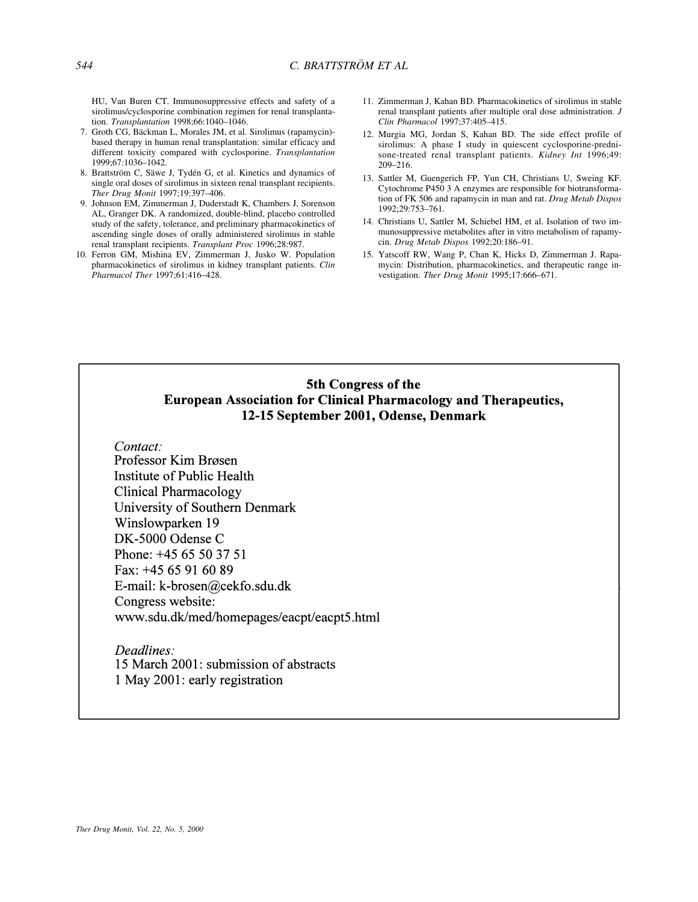HU, Van Buren CT. Immunosuppressive effects and safety of a sirolimus/cyclosporine combination regimen for renal transplantation. *Transplantation* 1998;66:1040–1046.

7. Groth CG, Bäckman L, Morales JM, et al. Sirolimus (rapamycin)-based therapy in human renal transplantation: similar efficacy and different toxicity compared with cyclosporine. *Transplantation* 1999;67:1036–1042.
8. Brattström C, Säwe J, Tydén G, et al. Kinetics and dynamics of single oral doses of sirolimus in sixteen renal transplant recipients. *Ther Drug Monit* 1997;19:397–406.
9. Johnson EM, Zimmerman J, Duderstadt K, Chambers J, Sorenson AL, Granger DK. A randomized, double-blind, placebo controlled study of the safety, tolerance, and preliminary pharmacokinetics of ascending single doses of orally administered sirolimus in stable renal transplant recipients. *Transplant Proc* 1996;28:987.
10. Ferron GM, Mishina EV, Zimmerman J, Jusko W. Population pharmacokinetics of sirolimus in kidney transplant patients. *Clin Pharmacol Ther* 1997;61:416–428.
11. Zimmerman J, Kahan BD. Pharmacokinetics of sirolimus in stable renal transplant patients after multiple oral dose administration. *J Clin Pharmacol* 1997;37:405–415.
12. Murgia MG, Jordan S, Kahan BD. The side effect profile of sirolimus: A phase I study in quiescent cyclosporine-prednisone-treated renal transplant patients. *Kidney Int* 1996;49:209–216.
13. Sattler M, Guengerich FP, Yun CH, Christians U, Sweing KF. Cytochrome P450 3 A enzymes are responsible for biotransformation of FK 506 and rapamycin in man and rat. *Drug Metab Dispos* 1992;29:753–761.
14. Christians U, Sattler M, Schiebel HM, et al. Isolation of two immunosuppressive metabolites after in vitro metabolism of rapamycin. *Drug Metab Dispos* 1992;20:186–91.
15. Yatscoff RW, Wang P, Chan K, Hicks D, Zimmerman J. Rapamycin: Distribution, pharmacokinetics, and therapeutic range investigation. *Ther Drug Monit* 1995;17:666–671.

## 5th Congress of the European Association for Clinical Pharmacology and Therapeutics, 12-15 September 2001, Odense, Denmark

*Contact:*
Professor Kim Brøsen
Institute of Public Health
Clinical Pharmacology
University of Southern Denmark
Winslowparken 19
DK-5000 Odense C
Phone: +45 65 50 37 51
Fax: +45 65 91 60 89
E-mail: k-brosen@cekfo.sdu.dk
Congress website:
www.sdu.dk/med/homepages/eacpt/eacpt5.html

*Deadlines:*
15 March 2001: submission of abstracts
1 May 2001: early registration